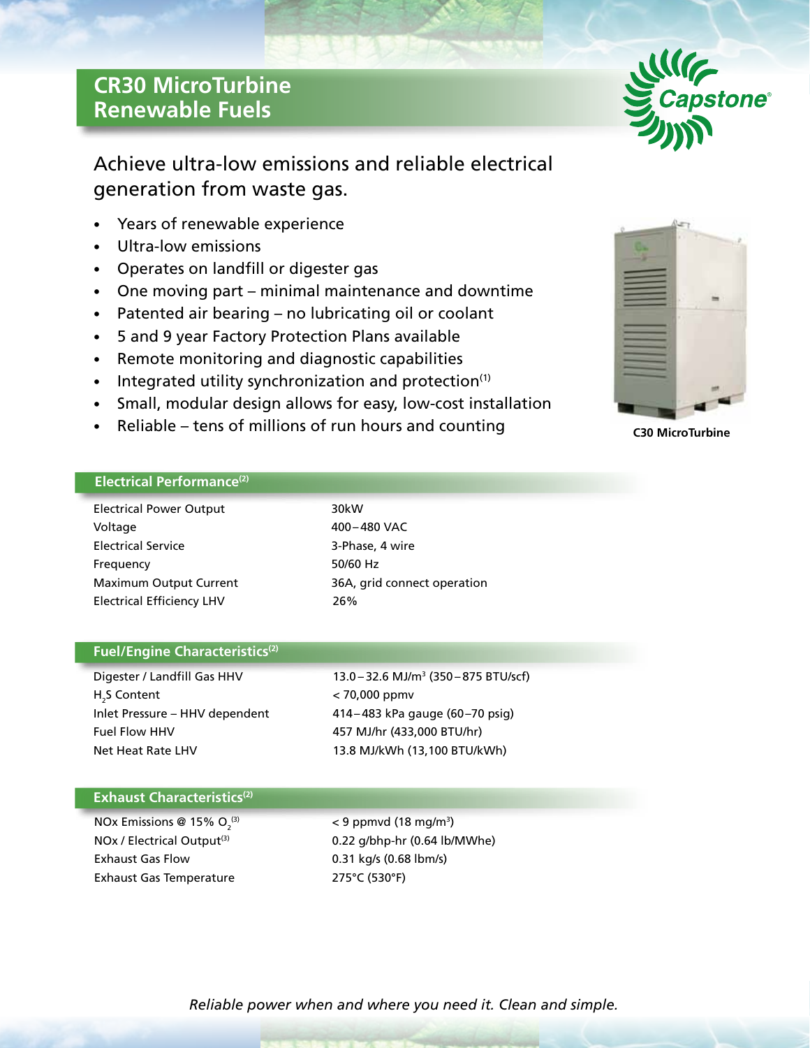# CR30 MicroTurbine Renewable Fuels

## Achieve ultra-low emissions and reliable electrical generation from waste gas.

- Years of renewable experience
- Ultra-low emissions
- Operates on landfill or digester gas
- One moving part – minimal maintenance and downtime
- Patented air bearing – no lubricating oil or coolant
- 5 and 9 year Factory Protection Plans available
- Remote monitoring and diagnostic capabilities
- Integrated utility synchronization and protection[1]
- Small, modular design allows for easy, low-cost installation
- Reliable – tens of millions of run hours and counting

**C30 MicroTurbine**

### Electrical Performance[2]

| | |
|---|---|
| Electrical Power Output | 30kW |
| Voltage | 400 – 480 VAC |
| Electrical Service | 3-Phase, 4 wire |
| Frequency | 50/60 Hz |
| Maximum Output Current | 36A, grid connect operation |
| Electrical Efficiency LHV | 26% |

### Fuel/Engine Characteristics[2]

| | |
|---|---|
| Digester / Landfill Gas HHV | 13.0 – 32.6 MJ/m$^3$ (350 – 875 BTU/scf) |
| $H_2S$ Content | < 70,000 ppmv |
| Inlet Pressure – HHV dependent | 414 – 483 kPa gauge (60–70 psig) |
| Fuel Flow HHV | 457 MJ/hr (433,000 BTU/hr) |
| Net Heat Rate LHV | 13.8 MJ/kWh (13,100 BTU/kWh) |

### Exhaust Characteristics[2]

| | |
|---|---|
| NOx Emissions @ 15% $O_2$[3] | < 9 ppmvd (18 mg/m$^3$) |
| NOx / Electrical Output[3] | 0.22 g/bhp-hr (0.64 lb/MWhe) |
| Exhaust Gas Flow | 0.31 kg/s (0.68 lbm/s) |
| Exhaust Gas Temperature | 275°C (530°F) |

*Reliable power when and where you need it. Clean and simple.*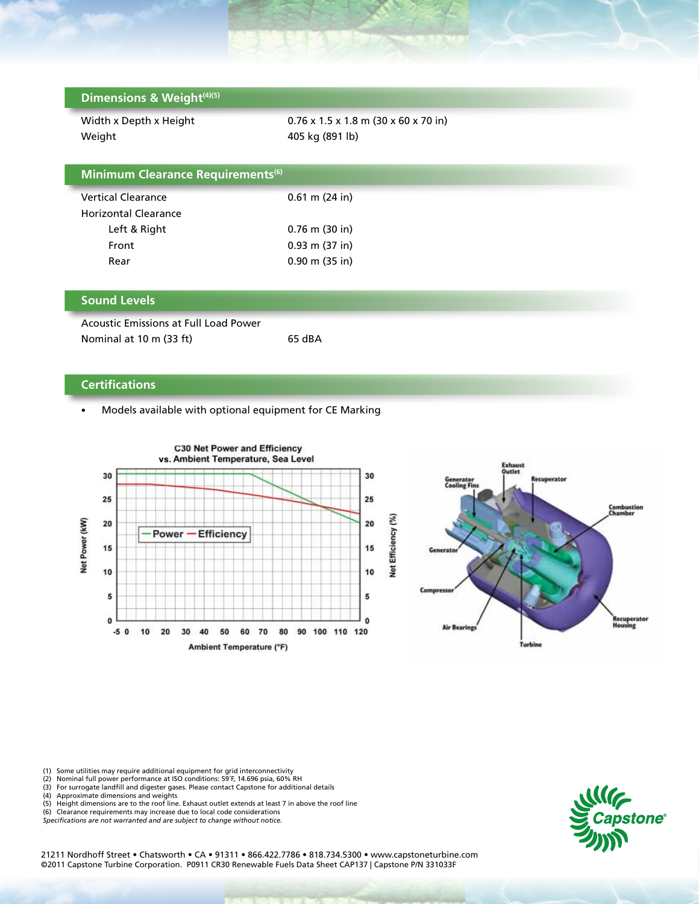## Dimensions & Weight[4][5]

| | |
|---|---|
| Width x Depth x Height | 0.76 x 1.5 x 1.8 m (30 x 60 x 70 in) |
| Weight | 405 kg (891 lb) |

## Minimum Clearance Requirements[6]

| | |
|---|---|
| Vertical Clearance | 0.61 m (24 in) |
| Horizontal Clearance | |
| Left & Right | 0.76 m (30 in) |
| Front | 0.93 m (37 in) |
| Rear | 0.90 m (35 in) |

## Sound Levels

| | |
|---|---|
| Acoustic Emissions at Full Load Power | |
| Nominal at 10 m (33 ft) | 65 dBA |

## Certifications

- Models available with optional equipment for CE Marking

C30 Net Power and Efficiency vs. Ambient Temperature, Sea Level

Net Power (kW)

Net Efficiency (%)

Power — Efficiency

30 25 20 15 10 5 0

-5 0 10 20 30 40 50 60 70 80 90 100 110 120

Ambient Temperature (°F)

Exhaust Outlet

Generator Cooling Fins

Recuperator

Combustion Chamber

Generator

Compressor

Air Bearings

Turbine

Recuperator Housing

(1) Some utilities may require additional equipment for grid interconnectivity
(2) Nominal full power performance at ISO conditions: 59°F, 14.696 psia, 60% RH
(3) For surrogate landfill and digester gases. Please contact Capstone for additional details
(4) Approximate dimensions and weights
(5) Height dimensions are to the roof line. Exhaust outlet extends at least 7 in above the roof line
(6) Clearance requirements may increase due to local code considerations

*Specifications are not warranted and are subject to change without notice.*

Capstone®

21211 Nordhoff Street • Chatsworth • CA • 91311 • 866.422.7786 • 818.734.5300 • www.capstoneturbine.com
©2011 Capstone Turbine Corporation. P0911 CR30 Renewable Fuels Data Sheet CAP137 | Capstone P/N 331033F